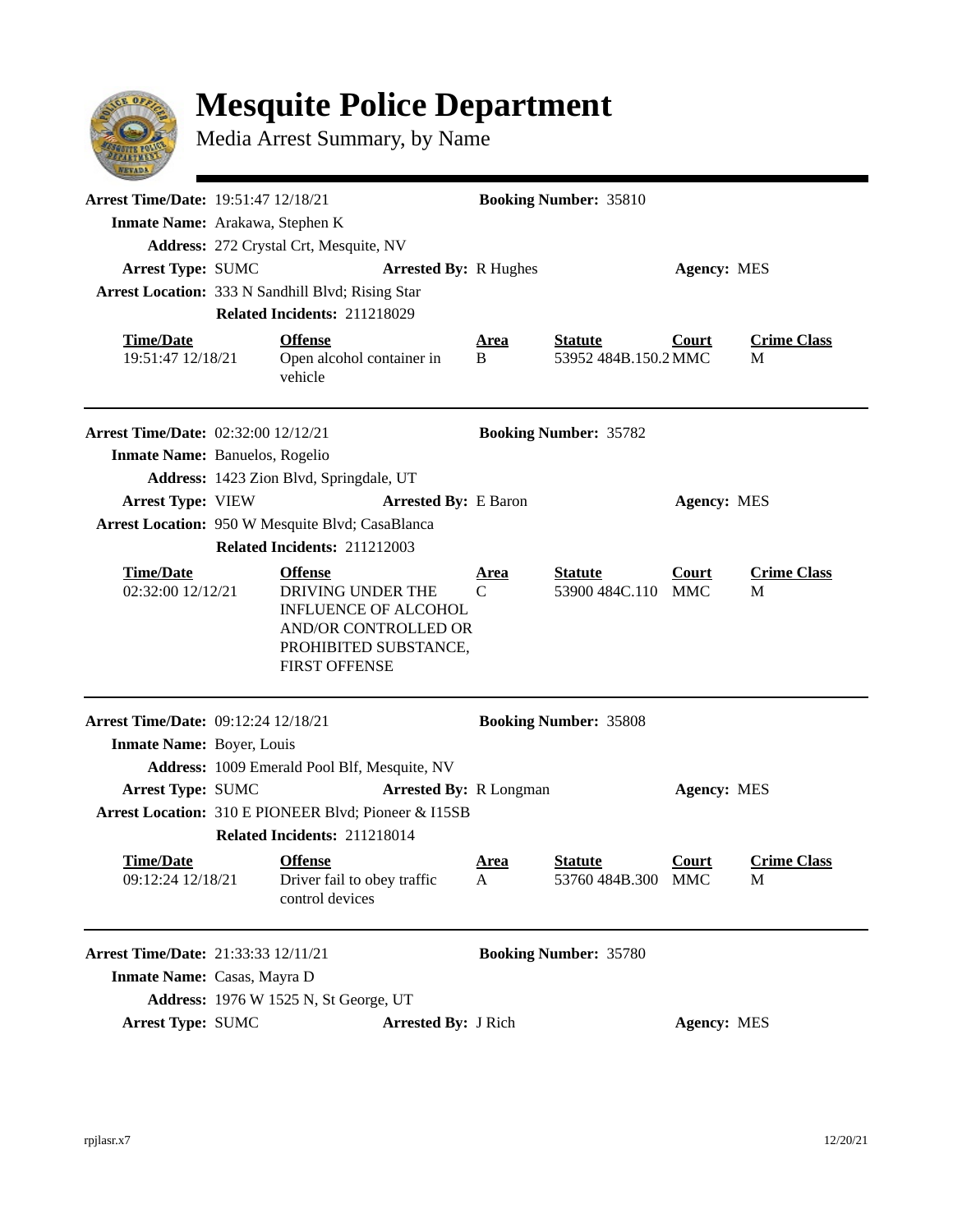# Mesquite Police Department

Media Arrest Summary, by Name

---

**Arrest Time/Date:** 19:51:47 12/18/21 **Booking Number:** 35810

**Inmate Name:** Arakawa, Stephen K

**Address:** 272 Crystal Crt, Mesquite, NV

**Arrest Type:** SUMC **Arrested By:** R Hughes **Agency:** MES

**Arrest Location:** 333 N Sandhill Blvd; Rising Star

**Related Incidents:** 211218029

| Time/Date | Offense | Area | Statute | Court | Crime Class |
|---|---|---|---|---|---|
| 19:51:47 12/18/21 | Open alcohol container in vehicle | B | 53952 484B.150.2 | MMC | M |

---

**Arrest Time/Date:** 02:32:00 12/12/21 **Booking Number:** 35782

**Inmate Name:** Banuelos, Rogelio

**Address:** 1423 Zion Blvd, Springdale, UT

**Arrest Type:** VIEW **Arrested By:** E Baron **Agency:** MES

**Arrest Location:** 950 W Mesquite Blvd; CasaBlanca

**Related Incidents:** 211212003

| Time/Date | Offense | Area | Statute | Court | Crime Class |
|---|---|---|---|---|---|
| 02:32:00 12/12/21 | DRIVING UNDER THE INFLUENCE OF ALCOHOL AND/OR CONTROLLED OR PROHIBITED SUBSTANCE, FIRST OFFENSE | C | 53900 484C.110 | MMC | M |

---

**Arrest Time/Date:** 09:12:24 12/18/21 **Booking Number:** 35808

**Inmate Name:** Boyer, Louis

**Address:** 1009 Emerald Pool Blf, Mesquite, NV

**Arrest Type:** SUMC **Arrested By:** R Longman **Agency:** MES

**Arrest Location:** 310 E PIONEER Blvd; Pioneer & I15SB

**Related Incidents:** 211218014

| Time/Date | Offense | Area | Statute | Court | Crime Class |
|---|---|---|---|---|---|
| 09:12:24 12/18/21 | Driver fail to obey traffic control devices | A | 53760 484B.300 | MMC | M |

---

**Arrest Time/Date:** 21:33:33 12/11/21 **Booking Number:** 35780

**Inmate Name:** Casas, Mayra D

**Address:** 1976 W 1525 N, St George, UT

**Arrest Type:** SUMC **Arrested By:** J Rich **Agency:** MES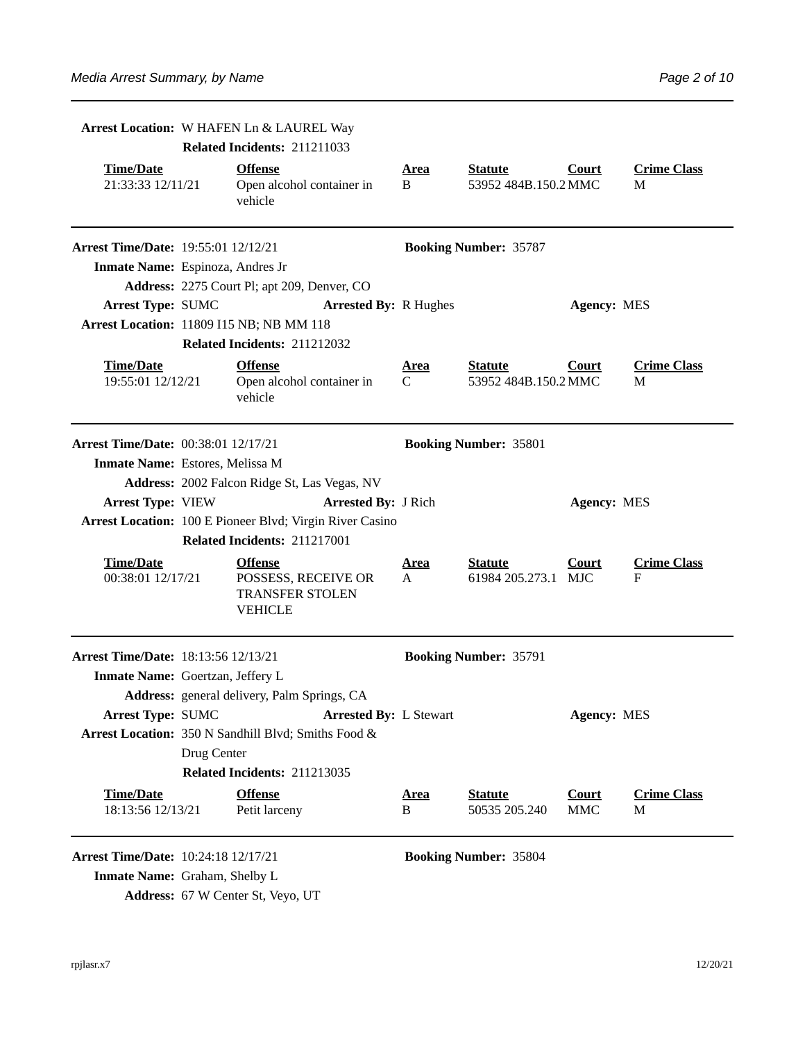**Arrest Location:** W HAFEN Ln & LAUREL Way

**Related Incidents:** 211211033

| Time/Date | Offense | Area | Statute | Court | Crime Class |
| --- | --- | --- | --- | --- | --- |
| 21:33:33 12/11/21 | Open alcohol container in vehicle | B | 53952 484B.150.2 | MMC | M |

---

**Arrest Time/Date:** 19:55:01 12/12/21 **Booking Number:** 35787

**Inmate Name:** Espinoza, Andres Jr

**Address:** 2275 Court Pl; apt 209, Denver, CO

**Arrest Type:** SUMC **Arrested By:** R Hughes **Agency:** MES

**Arrest Location:** 11809 I15 NB; NB MM 118

**Related Incidents:** 211212032

| Time/Date | Offense | Area | Statute | Court | Crime Class |
| --- | --- | --- | --- | --- | --- |
| 19:55:01 12/12/21 | Open alcohol container in vehicle | C | 53952 484B.150.2 | MMC | M |

---

**Arrest Time/Date:** 00:38:01 12/17/21 **Booking Number:** 35801

**Inmate Name:** Estores, Melissa M

**Address:** 2002 Falcon Ridge St, Las Vegas, NV

**Arrest Type:** VIEW **Arrested By:** J Rich **Agency:** MES

**Arrest Location:** 100 E Pioneer Blvd; Virgin River Casino

**Related Incidents:** 211217001

| Time/Date | Offense | Area | Statute | Court | Crime Class |
| --- | --- | --- | --- | --- | --- |
| 00:38:01 12/17/21 | POSSESS, RECEIVE OR TRANSFER STOLEN VEHICLE | A | 61984 205.273.1 | MJC | F |

---

**Arrest Time/Date:** 18:13:56 12/13/21 **Booking Number:** 35791

**Inmate Name:** Goertzan, Jeffery L

**Address:** general delivery, Palm Springs, CA

**Arrest Type:** SUMC **Arrested By:** L Stewart **Agency:** MES

**Arrest Location:** 350 N Sandhill Blvd; Smiths Food & Drug Center

**Related Incidents:** 211213035

| Time/Date | Offense | Area | Statute | Court | Crime Class |
| --- | --- | --- | --- | --- | --- |
| 18:13:56 12/13/21 | Petit larceny | B | 50535 205.240 | MMC | M |

---

**Arrest Time/Date:** 10:24:18 12/17/21 **Booking Number:** 35804

**Inmate Name:** Graham, Shelby L

**Address:** 67 W Center St, Veyo, UT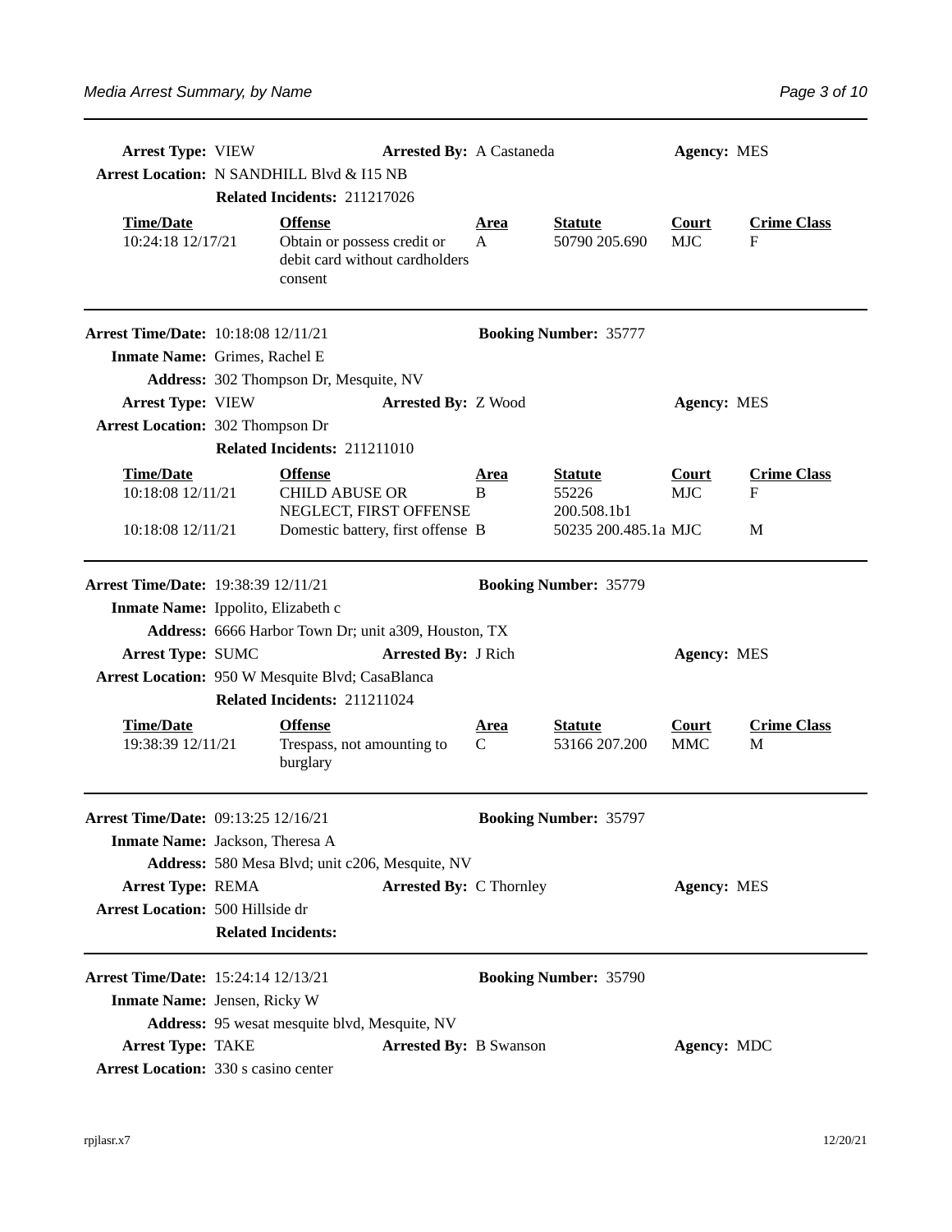**Arrest Type:** VIEW **Arrested By:** A Castaneda **Agency:** MES

**Arrest Location:** N SANDHILL Blvd & I15 NB

**Related Incidents:** 211217026

| Time/Date | Offense | Area | Statute | Court | Crime Class |
|---|---|---|---|---|---|
| 10:24:18 12/17/21 | Obtain or possess credit or debit card without cardholders consent | A | 50790 205.690 | MJC | F |

---

**Arrest Time/Date:** 10:18:08 12/11/21 **Booking Number:** 35777

**Inmate Name:** Grimes, Rachel E

**Address:** 302 Thompson Dr, Mesquite, NV

**Arrest Type:** VIEW **Arrested By:** Z Wood **Agency:** MES

**Arrest Location:** 302 Thompson Dr

**Related Incidents:** 211211010

| Time/Date | Offense | Area | Statute | Court | Crime Class |
|---|---|---|---|---|---|
| 10:18:08 12/11/21 | CHILD ABUSE OR NEGLECT, FIRST OFFENSE | B | 55226 200.508.1b1 | MJC | F |
| 10:18:08 12/11/21 | Domestic battery, first offense | B | 50235 200.485.1a | MJC | M |

---

**Arrest Time/Date:** 19:38:39 12/11/21 **Booking Number:** 35779

**Inmate Name:** Ippolito, Elizabeth c

**Address:** 6666 Harbor Town Dr; unit a309, Houston, TX

**Arrest Type:** SUMC **Arrested By:** J Rich **Agency:** MES

**Arrest Location:** 950 W Mesquite Blvd; CasaBlanca

**Related Incidents:** 211211024

| Time/Date | Offense | Area | Statute | Court | Crime Class |
|---|---|---|---|---|---|
| 19:38:39 12/11/21 | Trespass, not amounting to burglary | C | 53166 207.200 | MMC | M |

---

**Arrest Time/Date:** 09:13:25 12/16/21 **Booking Number:** 35797

**Inmate Name:** Jackson, Theresa A

**Address:** 580 Mesa Blvd; unit c206, Mesquite, NV

**Arrest Type:** REMA **Arrested By:** C Thornley **Agency:** MES

**Arrest Location:** 500 Hillside dr

**Related Incidents:**

---

**Arrest Time/Date:** 15:24:14 12/13/21 **Booking Number:** 35790

**Inmate Name:** Jensen, Ricky W

**Address:** 95 wesat mesquite blvd, Mesquite, NV

**Arrest Type:** TAKE **Arrested By:** B Swanson **Agency:** MDC

**Arrest Location:** 330 s casino center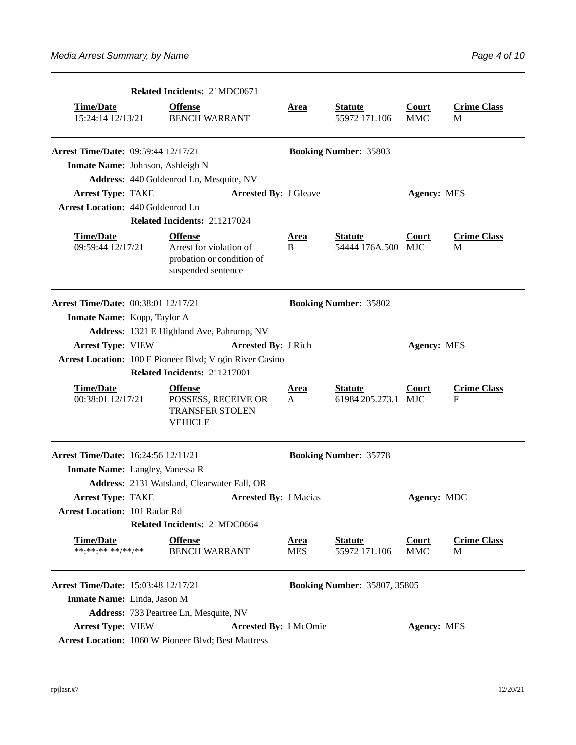**Related Incidents:** 21MDC0671

| Time/Date | Offense | Area | Statute | Court | Crime Class |
|---|---|---|---|---|---|
| 15:24:14 12/13/21 | BENCH WARRANT | | 55972 171.106 | MMC | M |

---

**Arrest Time/Date:** 09:59:44 12/17/21 **Booking Number:** 35803

**Inmate Name:** Johnson, Ashleigh N

**Address:** 440 Goldenrod Ln, Mesquite, NV

**Arrest Type:** TAKE **Arrested By:** J Gleave **Agency:** MES

**Arrest Location:** 440 Goldenrod Ln

**Related Incidents:** 211217024

| Time/Date | Offense | Area | Statute | Court | Crime Class |
|---|---|---|---|---|---|
| 09:59:44 12/17/21 | Arrest for violation of probation or condition of suspended sentence | B | 54444 176A.500 | MJC | M |

---

**Arrest Time/Date:** 00:38:01 12/17/21 **Booking Number:** 35802

**Inmate Name:** Kopp, Taylor A

**Address:** 1321 E Highland Ave, Pahrump, NV

**Arrest Type:** VIEW **Arrested By:** J Rich **Agency:** MES

**Arrest Location:** 100 E Pioneer Blvd; Virgin River Casino

**Related Incidents:** 211217001

| Time/Date | Offense | Area | Statute | Court | Crime Class |
|---|---|---|---|---|---|
| 00:38:01 12/17/21 | POSSESS, RECEIVE OR TRANSFER STOLEN VEHICLE | A | 61984 205.273.1 | MJC | F |

---

**Arrest Time/Date:** 16:24:56 12/11/21 **Booking Number:** 35778

**Inmate Name:** Langley, Vanessa R

**Address:** 2131 Watsland, Clearwater Fall, OR

**Arrest Type:** TAKE **Arrested By:** J Macias **Agency:** MDC

**Arrest Location:** 101 Radar Rd

**Related Incidents:** 21MDC0664

| Time/Date | Offense | Area | Statute | Court | Crime Class |
|---|---|---|---|---|---|
| **:**:** **/**/** | BENCH WARRANT | MES | 55972 171.106 | MMC | M |

---

**Arrest Time/Date:** 15:03:48 12/17/21 **Booking Number:** 35807, 35805

**Inmate Name:** Linda, Jason M

**Address:** 733 Peartree Ln, Mesquite, NV

**Arrest Type:** VIEW **Arrested By:** I McOmie **Agency:** MES

**Arrest Location:** 1060 W Pioneer Blvd; Best Mattress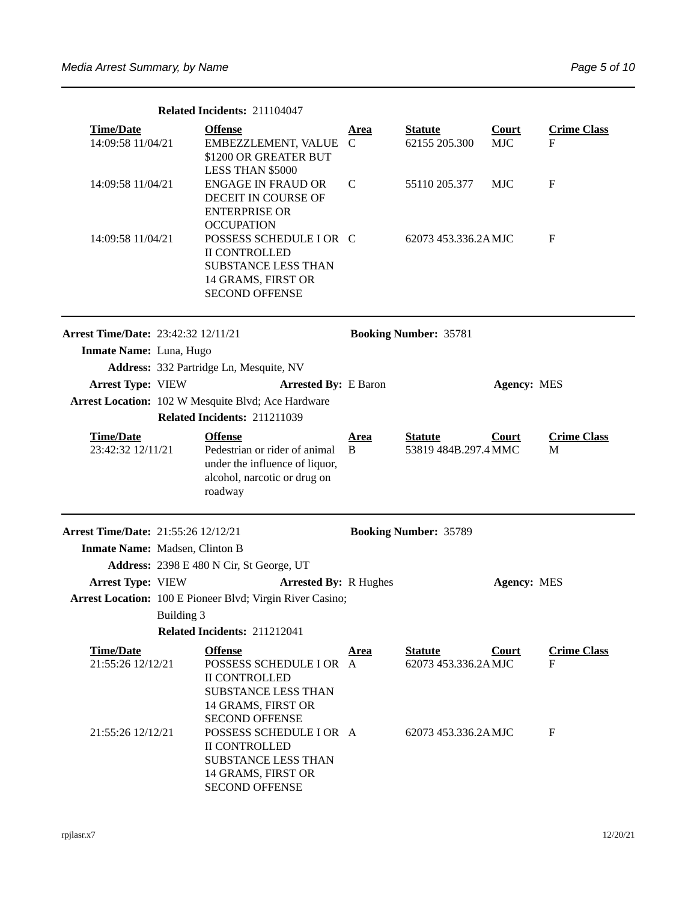**Related Incidents:** 211104047

| Time/Date | Offense | Area | Statute | Court | Crime Class |
|---|---|---|---|---|---|
| 14:09:58 11/04/21 | EMBEZZLEMENT, VALUE $1200 OR GREATER BUT LESS THAN $5000 | C | 62155 205.300 | MJC | F |
| 14:09:58 11/04/21 | ENGAGE IN FRAUD OR DECEIT IN COURSE OF ENTERPRISE OR OCCUPATION | C | 55110 205.377 | MJC | F |
| 14:09:58 11/04/21 | POSSESS SCHEDULE I OR II CONTROLLED SUBSTANCE LESS THAN 14 GRAMS, FIRST OR SECOND OFFENSE | C | 62073 453.336.2A | MJC | F |

---

**Arrest Time/Date:** 23:42:32 12/11/21 **Booking Number:** 35781

**Inmate Name:** Luna, Hugo

**Address:** 332 Partridge Ln, Mesquite, NV

**Arrest Type:** VIEW **Arrested By:** E Baron **Agency:** MES

**Arrest Location:** 102 W Mesquite Blvd; Ace Hardware

**Related Incidents:** 211211039

| Time/Date | Offense | Area | Statute | Court | Crime Class |
|---|---|---|---|---|---|
| 23:42:32 12/11/21 | Pedestrian or rider of animal under the influence of liquor, alcohol, narcotic or drug on roadway | B | 53819 484B.297.4 | MMC | M |

---

**Arrest Time/Date:** 21:55:26 12/12/21 **Booking Number:** 35789

**Inmate Name:** Madsen, Clinton B

**Address:** 2398 E 480 N Cir, St George, UT

**Arrest Type:** VIEW **Arrested By:** R Hughes **Agency:** MES

**Arrest Location:** 100 E Pioneer Blvd; Virgin River Casino; Building 3

**Related Incidents:** 211212041

| Time/Date | Offense | Area | Statute | Court | Crime Class |
|---|---|---|---|---|---|
| 21:55:26 12/12/21 | POSSESS SCHEDULE I OR II CONTROLLED SUBSTANCE LESS THAN 14 GRAMS, FIRST OR SECOND OFFENSE | A | 62073 453.336.2A | MJC | F |
| 21:55:26 12/12/21 | POSSESS SCHEDULE I OR II CONTROLLED SUBSTANCE LESS THAN 14 GRAMS, FIRST OR SECOND OFFENSE | A | 62073 453.336.2A | MJC | F |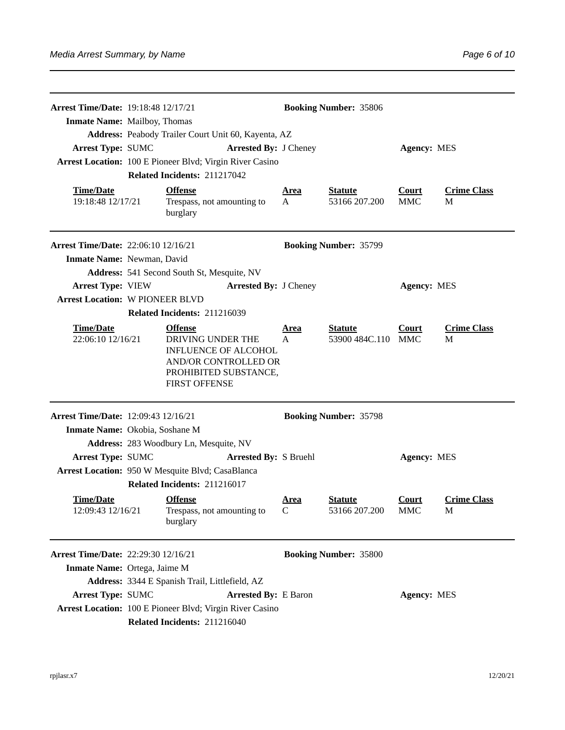**Arrest Time/Date:** 19:18:48 12/17/21 **Booking Number:** 35806

**Inmate Name:** Mailboy, Thomas

**Address:** Peabody Trailer Court Unit 60, Kayenta, AZ

**Arrest Type:** SUMC **Arrested By:** J Cheney **Agency:** MES

**Arrest Location:** 100 E Pioneer Blvd; Virgin River Casino

**Related Incidents:** 211217042

| Time/Date | Offense | Area | Statute | Court | Crime Class |
|---|---|---|---|---|---|
| 19:18:48 12/17/21 | Trespass, not amounting to burglary | A | 53166 207.200 | MMC | M |

---

**Arrest Time/Date:** 22:06:10 12/16/21 **Booking Number:** 35799

**Inmate Name:** Newman, David

**Address:** 541 Second South St, Mesquite, NV

**Arrest Type:** VIEW **Arrested By:** J Cheney **Agency:** MES

**Arrest Location:** W PIONEER BLVD

**Related Incidents:** 211216039

| Time/Date | Offense | Area | Statute | Court | Crime Class |
|---|---|---|---|---|---|
| 22:06:10 12/16/21 | DRIVING UNDER THE INFLUENCE OF ALCOHOL AND/OR CONTROLLED OR PROHIBITED SUBSTANCE, FIRST OFFENSE | A | 53900 484C.110 | MMC | M |

---

**Arrest Time/Date:** 12:09:43 12/16/21 **Booking Number:** 35798

**Inmate Name:** Okobia, Soshane M

**Address:** 283 Woodbury Ln, Mesquite, NV

**Arrest Type:** SUMC **Arrested By:** S Bruehl **Agency:** MES

**Arrest Location:** 950 W Mesquite Blvd; CasaBlanca

**Related Incidents:** 211216017

| Time/Date | Offense | Area | Statute | Court | Crime Class |
|---|---|---|---|---|---|
| 12:09:43 12/16/21 | Trespass, not amounting to burglary | C | 53166 207.200 | MMC | M |

---

**Arrest Time/Date:** 22:29:30 12/16/21 **Booking Number:** 35800

**Inmate Name:** Ortega, Jaime M

**Address:** 3344 E Spanish Trail, Littlefield, AZ

**Arrest Type:** SUMC **Arrested By:** E Baron **Agency:** MES

**Arrest Location:** 100 E Pioneer Blvd; Virgin River Casino

**Related Incidents:** 211216040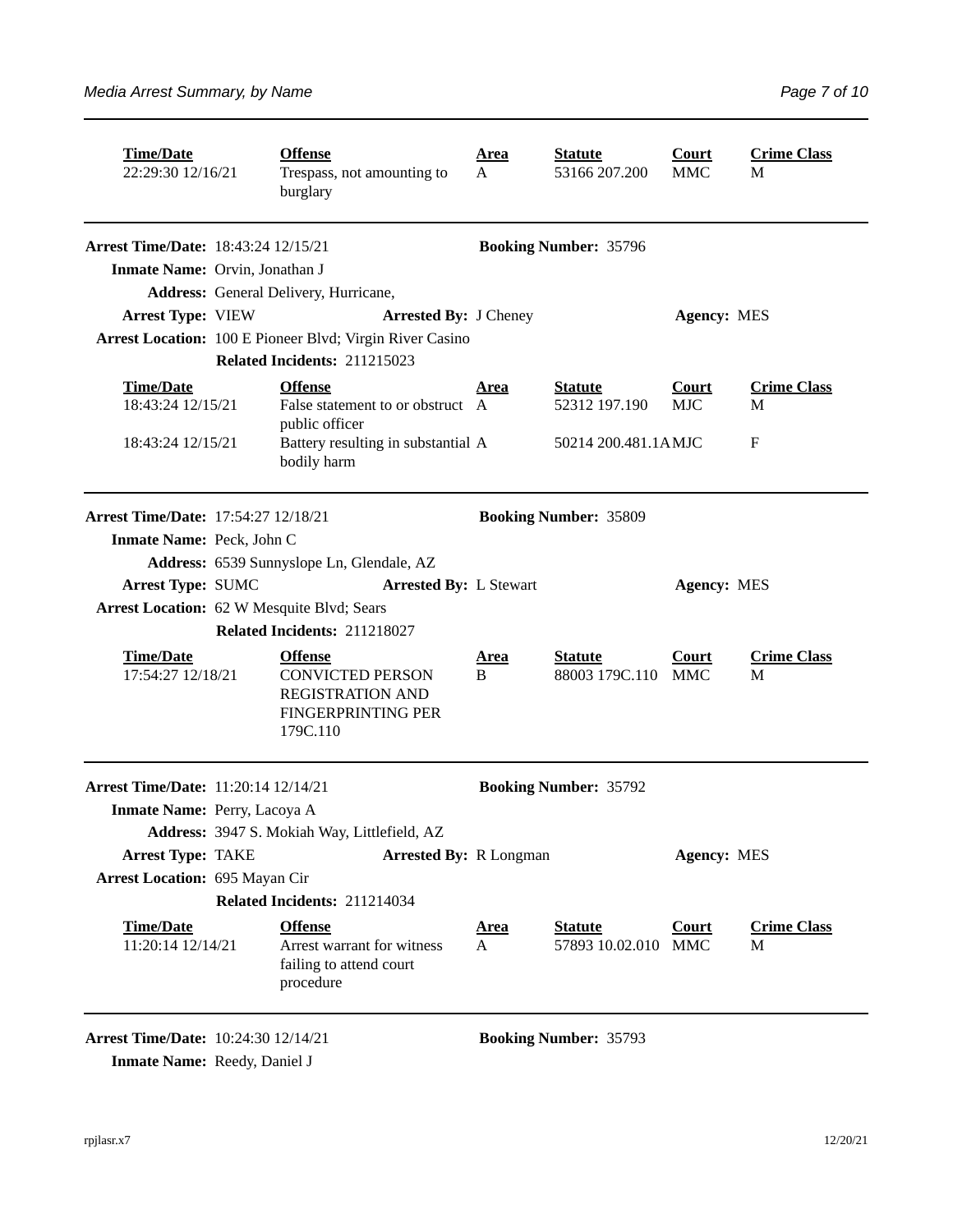| Time/Date | Offense | Area | Statute | Court | Crime Class |
|---|---|---|---|---|---|
| 22:29:30 12/16/21 | Trespass, not amounting to burglary | A | 53166 207.200 | MMC | M |

---

**Arrest Time/Date:** 18:43:24 12/15/21 **Booking Number:** 35796

**Inmate Name:** Orvin, Jonathan J

**Address:** General Delivery, Hurricane,

**Arrest Type:** VIEW **Arrested By:** J Cheney **Agency:** MES

**Arrest Location:** 100 E Pioneer Blvd; Virgin River Casino

**Related Incidents:** 211215023

| Time/Date | Offense | Area | Statute | Court | Crime Class |
|---|---|---|---|---|---|
| 18:43:24 12/15/21 | False statement to or obstruct public officer | A | 52312 197.190 | MJC | M |
| 18:43:24 12/15/21 | Battery resulting in substantial bodily harm | A | 50214 200.481.1A | MJC | F |

---

**Arrest Time/Date:** 17:54:27 12/18/21 **Booking Number:** 35809

**Inmate Name:** Peck, John C

**Address:** 6539 Sunnyslope Ln, Glendale, AZ

**Arrest Type:** SUMC **Arrested By:** L Stewart **Agency:** MES

**Arrest Location:** 62 W Mesquite Blvd; Sears

**Related Incidents:** 211218027

| Time/Date | Offense | Area | Statute | Court | Crime Class |
|---|---|---|---|---|---|
| 17:54:27 12/18/21 | CONVICTED PERSON REGISTRATION AND FINGERPRINTING PER 179C.110 | B | 88003 179C.110 | MMC | M |

---

**Arrest Time/Date:** 11:20:14 12/14/21 **Booking Number:** 35792

**Inmate Name:** Perry, Lacoya A

**Address:** 3947 S. Mokiah Way, Littlefield, AZ

**Arrest Type:** TAKE **Arrested By:** R Longman **Agency:** MES

**Arrest Location:** 695 Mayan Cir

**Related Incidents:** 211214034

| Time/Date | Offense | Area | Statute | Court | Crime Class |
|---|---|---|---|---|---|
| 11:20:14 12/14/21 | Arrest warrant for witness failing to attend court procedure | A | 57893 10.02.010 | MMC | M |

---

**Arrest Time/Date:** 10:24:30 12/14/21 **Booking Number:** 35793

**Inmate Name:** Reedy, Daniel J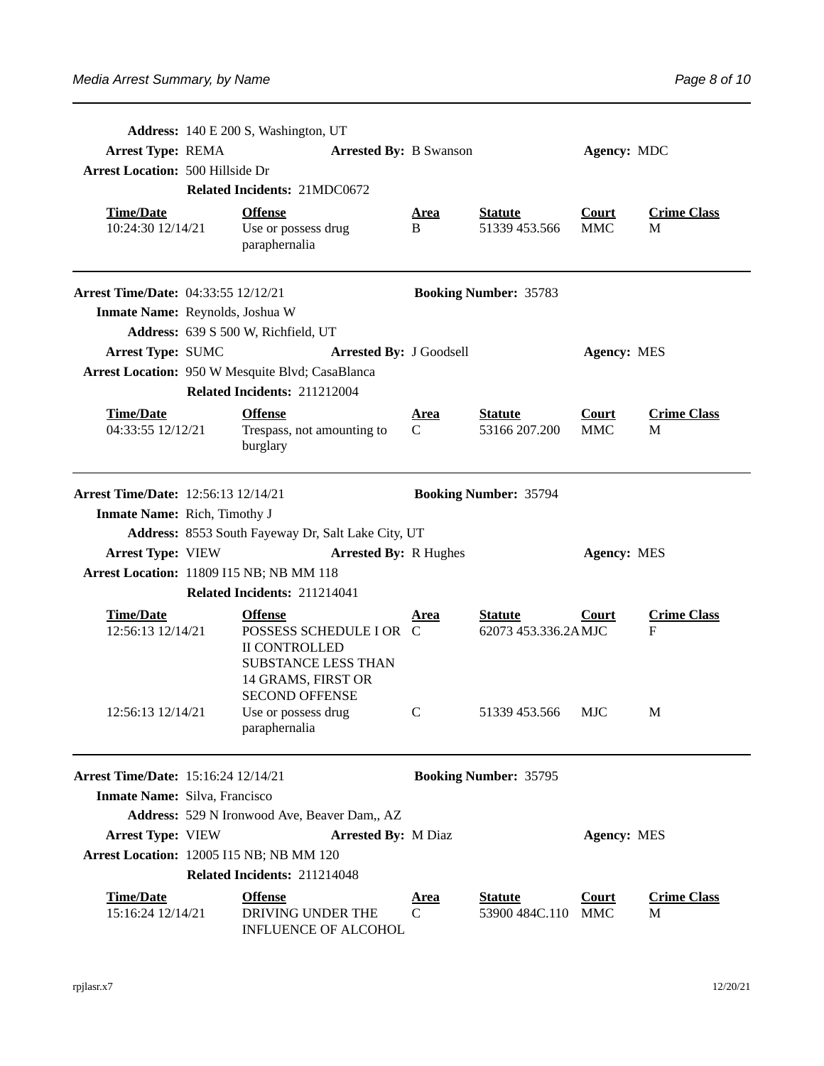**Address:** 140 E 200 S, Washington, UT

**Arrest Type:** REMA **Arrested By:** B Swanson **Agency:** MDC

**Arrest Location:** 500 Hillside Dr

**Related Incidents:** 21MDC0672

| Time/Date | Offense | Area | Statute | Court | Crime Class |
|---|---|---|---|---|---|
| 10:24:30 12/14/21 | Use or possess drug paraphernalia | B | 51339 453.566 | MMC | M |

---

**Arrest Time/Date:** 04:33:55 12/12/21 **Booking Number:** 35783

**Inmate Name:** Reynolds, Joshua W

**Address:** 639 S 500 W, Richfield, UT

**Arrest Type:** SUMC **Arrested By:** J Goodsell **Agency:** MES

**Arrest Location:** 950 W Mesquite Blvd; CasaBlanca

**Related Incidents:** 211212004

| Time/Date | Offense | Area | Statute | Court | Crime Class |
|---|---|---|---|---|---|
| 04:33:55 12/12/21 | Trespass, not amounting to burglary | C | 53166 207.200 | MMC | M |

---

**Arrest Time/Date:** 12:56:13 12/14/21 **Booking Number:** 35794

**Inmate Name:** Rich, Timothy J

**Address:** 8553 South Fayeway Dr, Salt Lake City, UT

**Arrest Type:** VIEW **Arrested By:** R Hughes **Agency:** MES

**Arrest Location:** 11809 I15 NB; NB MM 118

**Related Incidents:** 211214041

| Time/Date | Offense | Area | Statute | Court | Crime Class |
|---|---|---|---|---|---|
| 12:56:13 12/14/21 | POSSESS SCHEDULE I OR II CONTROLLED SUBSTANCE LESS THAN 14 GRAMS, FIRST OR SECOND OFFENSE | C | 62073 453.336.2A | MJC | F |
| 12:56:13 12/14/21 | Use or possess drug paraphernalia | C | 51339 453.566 | MJC | M |

---

**Arrest Time/Date:** 15:16:24 12/14/21 **Booking Number:** 35795

**Inmate Name:** Silva, Francisco

**Address:** 529 N Ironwood Ave, Beaver Dam,, AZ

**Arrest Type:** VIEW **Arrested By:** M Diaz **Agency:** MES

**Arrest Location:** 12005 I15 NB; NB MM 120

**Related Incidents:** 211214048

| Time/Date | Offense | Area | Statute | Court | Crime Class |
|---|---|---|---|---|---|
| 15:16:24 12/14/21 | DRIVING UNDER THE INFLUENCE OF ALCOHOL | C | 53900 484C.110 | MMC | M |

rpjlasr.x7 12/20/21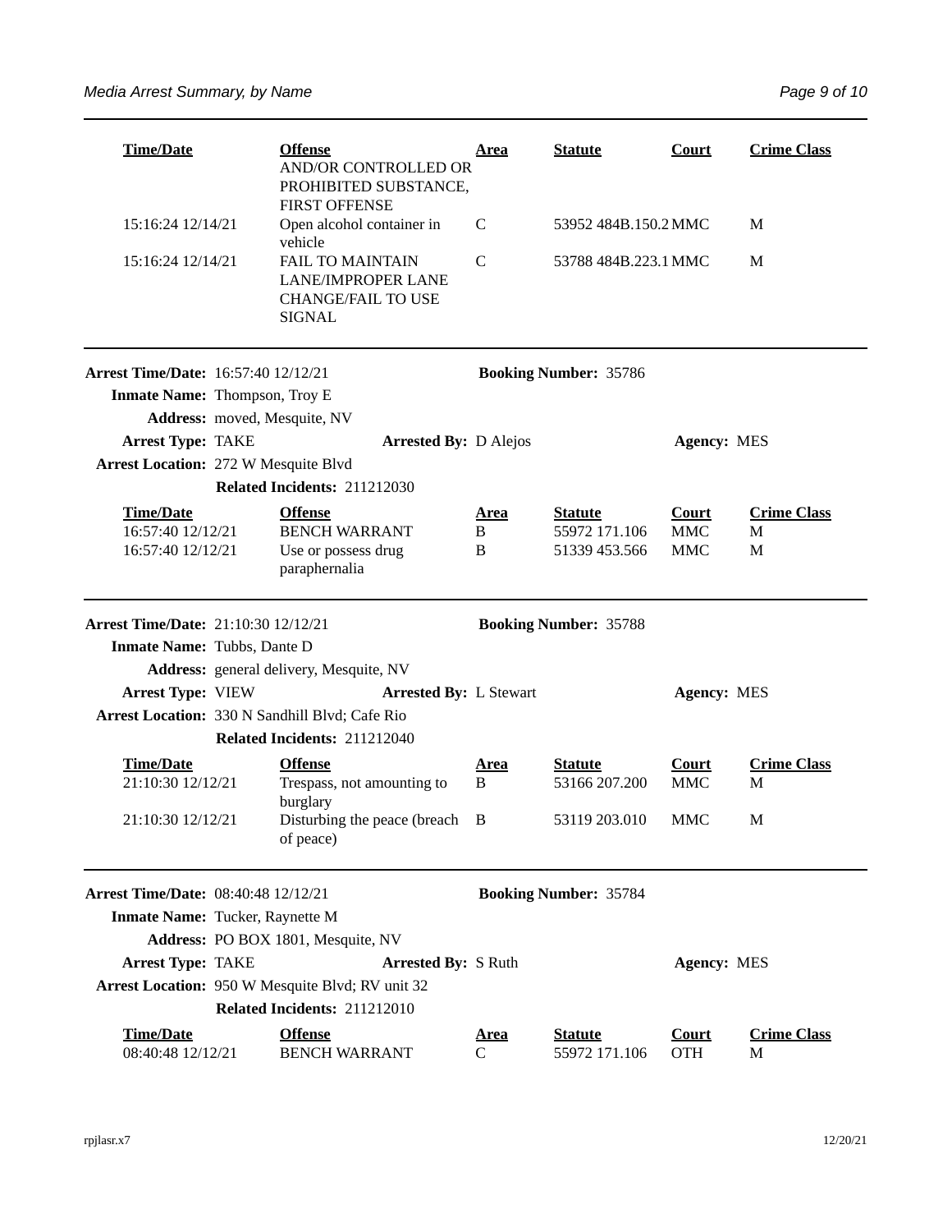| Time/Date | Offense | Area | Statute | Court | Crime Class |
|---|---|---|---|---|---|
| | AND/OR CONTROLLED OR PROHIBITED SUBSTANCE, FIRST OFFENSE | | | | |
| 15:16:24 12/14/21 | Open alcohol container in vehicle | C | 53952 484B.150.2 | MMC | M |
| 15:16:24 12/14/21 | FAIL TO MAINTAIN LANE/IMPROPER LANE CHANGE/FAIL TO USE SIGNAL | C | 53788 484B.223.1 | MMC | M |

---

**Arrest Time/Date:** 16:57:40 12/12/21 **Booking Number:** 35786

**Inmate Name:** Thompson, Troy E

**Address:** moved, Mesquite, NV

**Arrest Type:** TAKE **Arrested By:** D Alejos **Agency:** MES

**Arrest Location:** 272 W Mesquite Blvd

**Related Incidents:** 211212030

| Time/Date | Offense | Area | Statute | Court | Crime Class |
|---|---|---|---|---|---|
| 16:57:40 12/12/21 | BENCH WARRANT | B | 55972 171.106 | MMC | M |
| 16:57:40 12/12/21 | Use or possess drug paraphernalia | B | 51339 453.566 | MMC | M |

---

**Arrest Time/Date:** 21:10:30 12/12/21 **Booking Number:** 35788

**Inmate Name:** Tubbs, Dante D

**Address:** general delivery, Mesquite, NV

**Arrest Type:** VIEW **Arrested By:** L Stewart **Agency:** MES

**Arrest Location:** 330 N Sandhill Blvd; Cafe Rio

**Related Incidents:** 211212040

| Time/Date | Offense | Area | Statute | Court | Crime Class |
|---|---|---|---|---|---|
| 21:10:30 12/12/21 | Trespass, not amounting to burglary | B | 53166 207.200 | MMC | M |
| 21:10:30 12/12/21 | Disturbing the peace (breach of peace) | B | 53119 203.010 | MMC | M |

---

**Arrest Time/Date:** 08:40:48 12/12/21 **Booking Number:** 35784

**Inmate Name:** Tucker, Raynette M

**Address:** PO BOX 1801, Mesquite, NV

**Arrest Type:** TAKE **Arrested By:** S Ruth **Agency:** MES

**Arrest Location:** 950 W Mesquite Blvd; RV unit 32

**Related Incidents:** 211212010

| Time/Date | Offense | Area | Statute | Court | Crime Class |
|---|---|---|---|---|---|
| 08:40:48 12/12/21 | BENCH WARRANT | C | 55972 171.106 | OTH | M |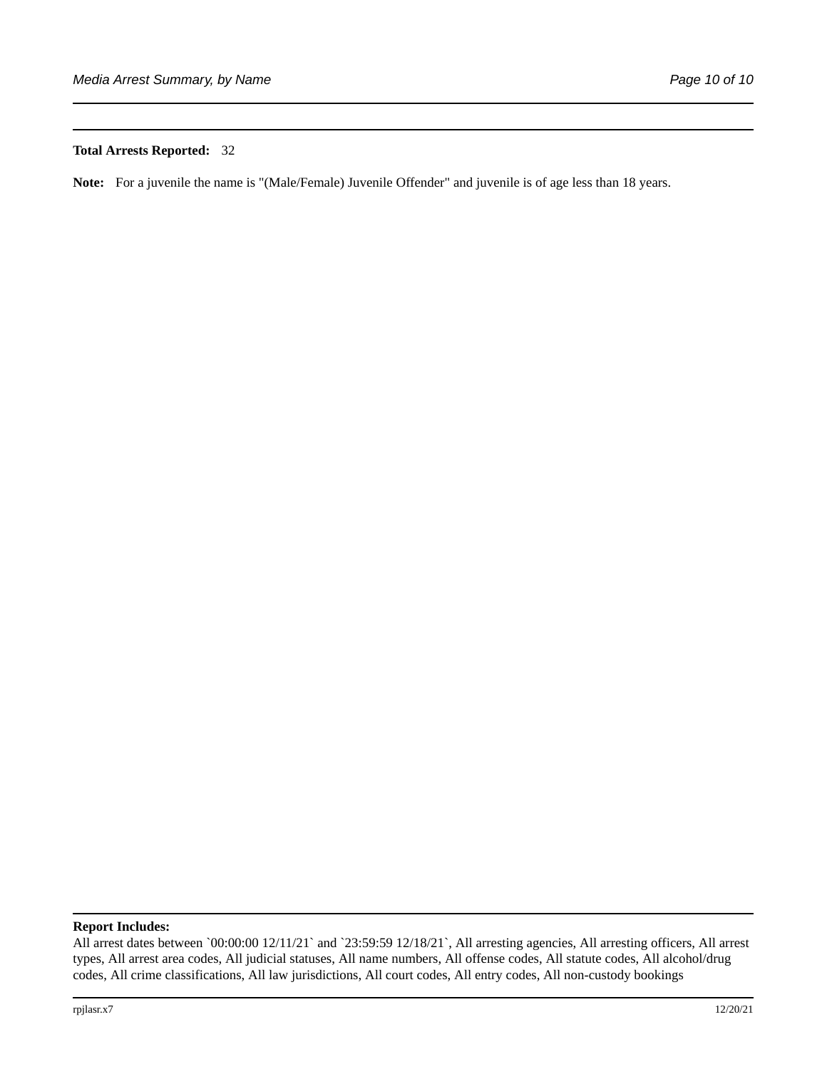**Total Arrests Reported:** 32

**Note:** For a juvenile the name is "(Male/Female) Juvenile Offender" and juvenile is of age less than 18 years.

**Report Includes:**

All arrest dates between `00:00:00 12/11/21` and `23:59:59 12/18/21`, All arresting agencies, All arresting officers, All arrest types, All arrest area codes, All judicial statuses, All name numbers, All offense codes, All statute codes, All alcohol/drug codes, All crime classifications, All law jurisdictions, All court codes, All entry codes, All non-custody bookings